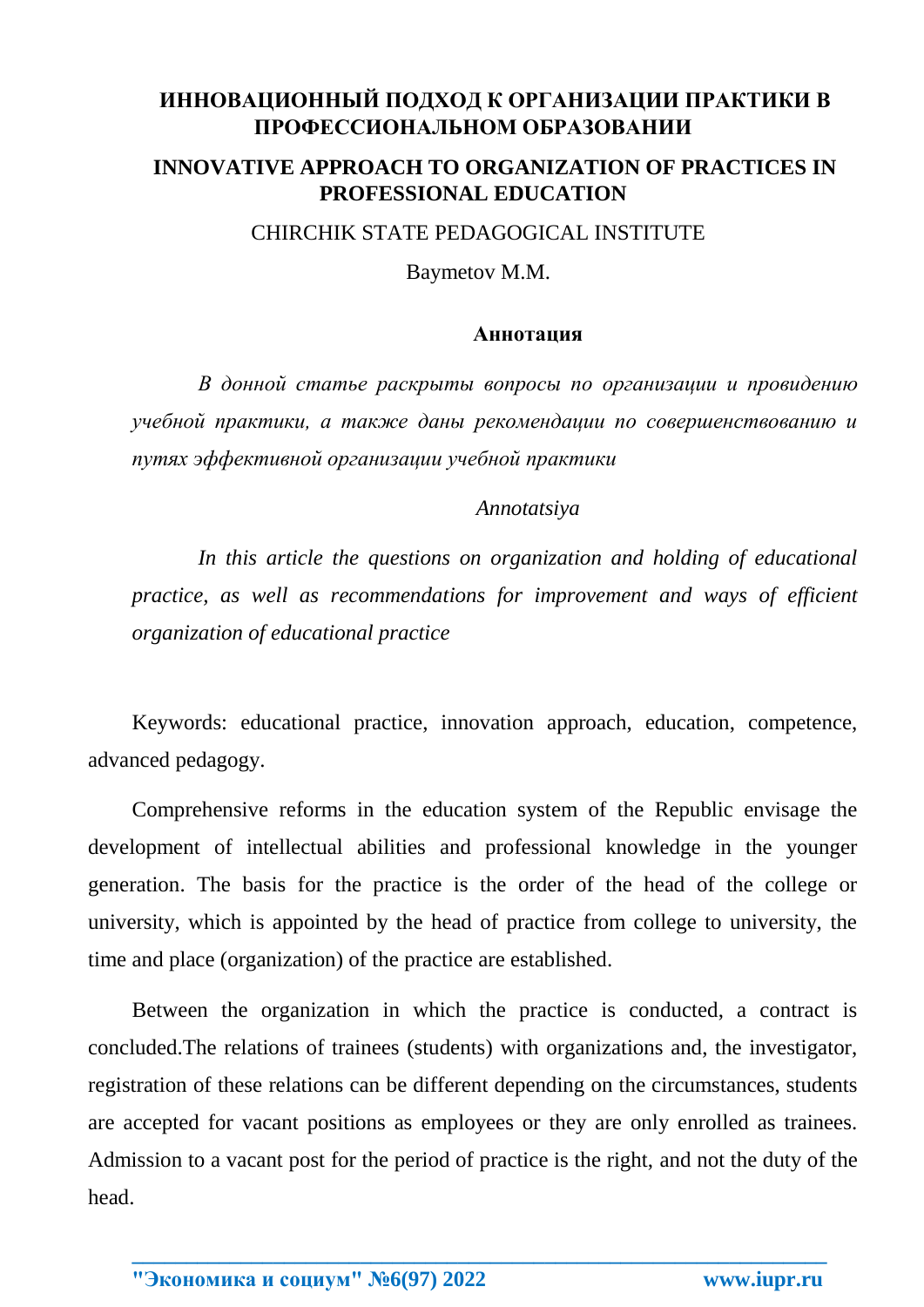# ИННОВАЦИОННЫЙ ПОДХОД К ОРГАНИЗАЦИИ ПРАКТИКИ В ПРОФЕССИОНАЛЬНОМ ОБРАЗОВАНИИ

# INNOVATIVE APPROACH TO ORGANIZATION OF PRACTICES IN PROFESSIONAL EDUCATION

CHIRCHIK STATE PEDAGOGICAL INSTITUTE

Baymetov M.M.

**Аннотация**

*В донной статье раскрыты вопросы по организации и провидению учебной практики, а также даны рекомендации по совершенствованию и путях эффективной организации учебной практики*

*Annotatsiya*

*In this article the questions on organization and holding of educational practice, as well as recommendations for improvement and ways of efficient organization of educational practice*

Keywords: educational practice, innovation approach, education, competence, advanced pedagogy.

Comprehensive reforms in the education system of the Republic envisage the development of intellectual abilities and professional knowledge in the younger generation. The basis for the practice is the order of the head of the college or university, which is appointed by the head of practice from college to university, the time and place (organization) of the practice are established.

Between the organization in which the practice is conducted, a contract is concluded.The relations of trainees (students) with organizations and, the investigator, registration of these relations can be different depending on the circumstances, students are accepted for vacant positions as employees or they are only enrolled as trainees. Admission to a vacant post for the period of practice is the right, and not the duty of the head.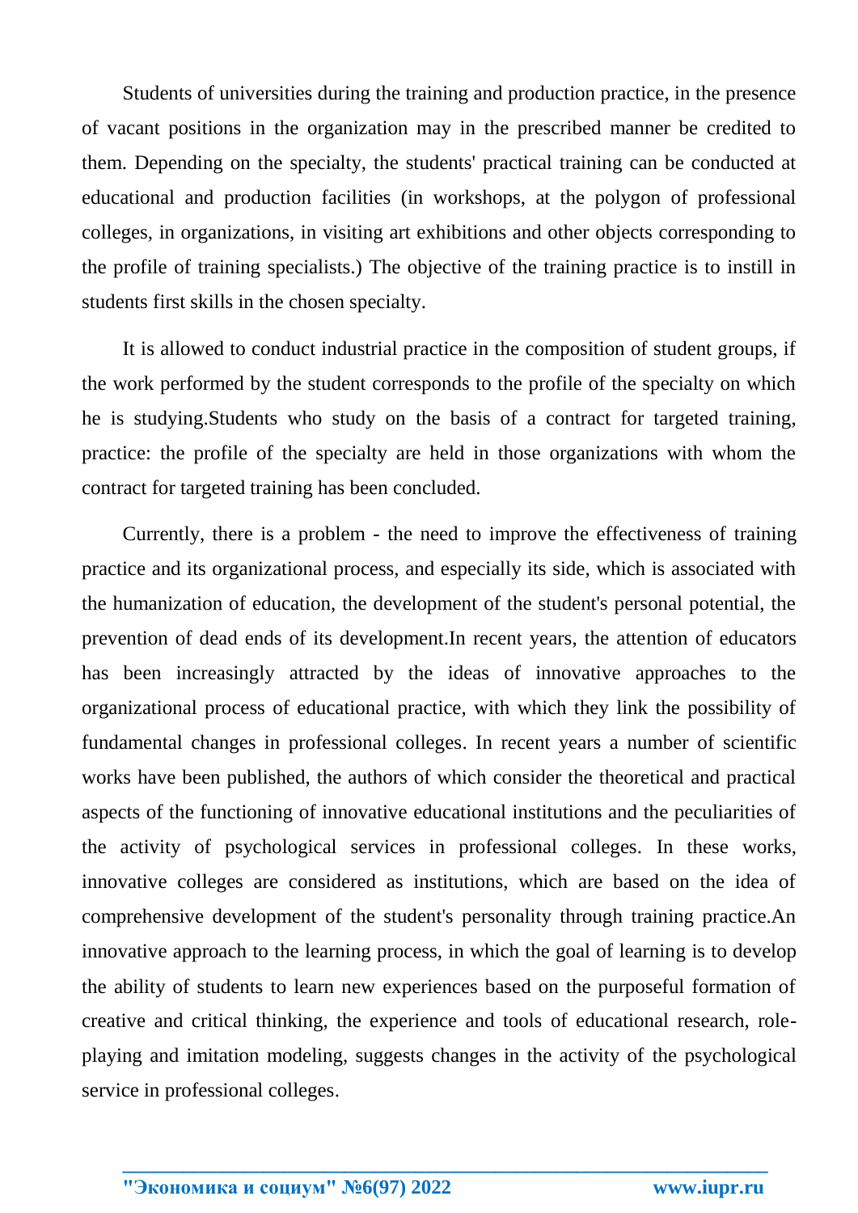Students of universities during the training and production practice, in the presence of vacant positions in the organization may in the prescribed manner be credited to them. Depending on the specialty, the students' practical training can be conducted at educational and production facilities (in workshops, at the polygon of professional colleges, in organizations, in visiting art exhibitions and other objects corresponding to the profile of training specialists.) The objective of the training practice is to instill in students first skills in the chosen specialty.

It is allowed to conduct industrial practice in the composition of student groups, if the work performed by the student corresponds to the profile of the specialty on which he is studying.Students who study on the basis of a contract for targeted training, practice: the profile of the specialty are held in those organizations with whom the contract for targeted training has been concluded.

Currently, there is a problem - the need to improve the effectiveness of training practice and its organizational process, and especially its side, which is associated with the humanization of education, the development of the student's personal potential, the prevention of dead ends of its development.In recent years, the attention of educators has been increasingly attracted by the ideas of innovative approaches to the organizational process of educational practice, with which they link the possibility of fundamental changes in professional colleges. In recent years a number of scientific works have been published, the authors of which consider the theoretical and practical aspects of the functioning of innovative educational institutions and the peculiarities of the activity of psychological services in professional colleges. In these works, innovative colleges are considered as institutions, which are based on the idea of comprehensive development of the student's personality through training practice.An innovative approach to the learning process, in which the goal of learning is to develop the ability of students to learn new experiences based on the purposeful formation of creative and critical thinking, the experience and tools of educational research, role-playing and imitation modeling, suggests changes in the activity of the psychological service in professional colleges.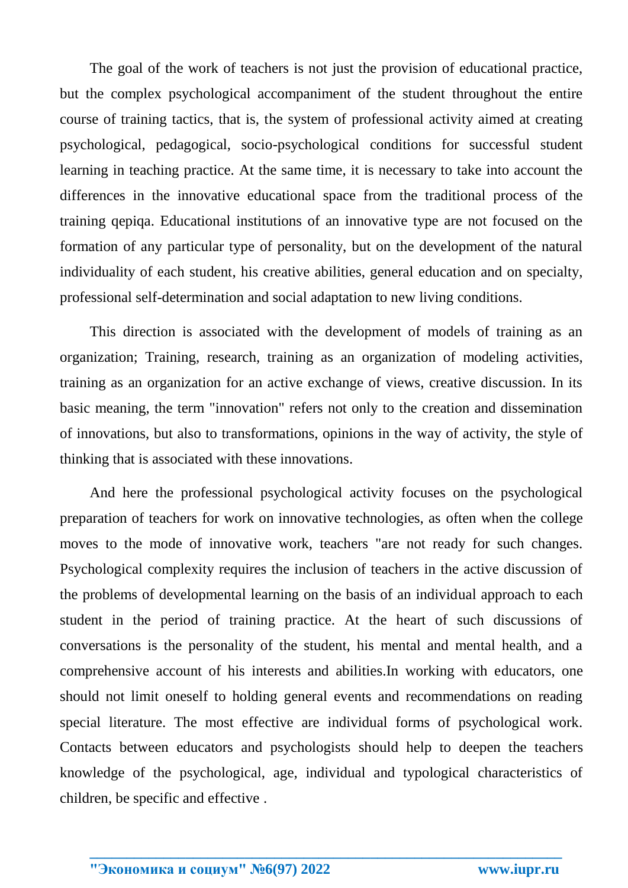The goal of the work of teachers is not just the provision of educational practice, but the complex psychological accompaniment of the student throughout the entire course of training tactics, that is, the system of professional activity aimed at creating psychological, pedagogical, socio-psychological conditions for successful student learning in teaching practice. At the same time, it is necessary to take into account the differences in the innovative educational space from the traditional process of the training qepiqa. Educational institutions of an innovative type are not focused on the formation of any particular type of personality, but on the development of the natural individuality of each student, his creative abilities, general education and on specialty, professional self-determination and social adaptation to new living conditions.

This direction is associated with the development of models of training as an organization; Training, research, training as an organization of modeling activities, training as an organization for an active exchange of views, creative discussion. In its basic meaning, the term "innovation" refers not only to the creation and dissemination of innovations, but also to transformations, opinions in the way of activity, the style of thinking that is associated with these innovations.

And here the professional psychological activity focuses on the psychological preparation of teachers for work on innovative technologies, as often when the college moves to the mode of innovative work, teachers "are not ready for such changes. Psychological complexity requires the inclusion of teachers in the active discussion of the problems of developmental learning on the basis of an individual approach to each student in the period of training practice. At the heart of such discussions of conversations is the personality of the student, his mental and mental health, and a comprehensive account of his interests and abilities.In working with educators, one should not limit oneself to holding general events and recommendations on reading special literature. The most effective are individual forms of psychological work. Contacts between educators and psychologists should help to deepen the teachers knowledge of the psychological, age, individual and typological characteristics of children, be specific and effective .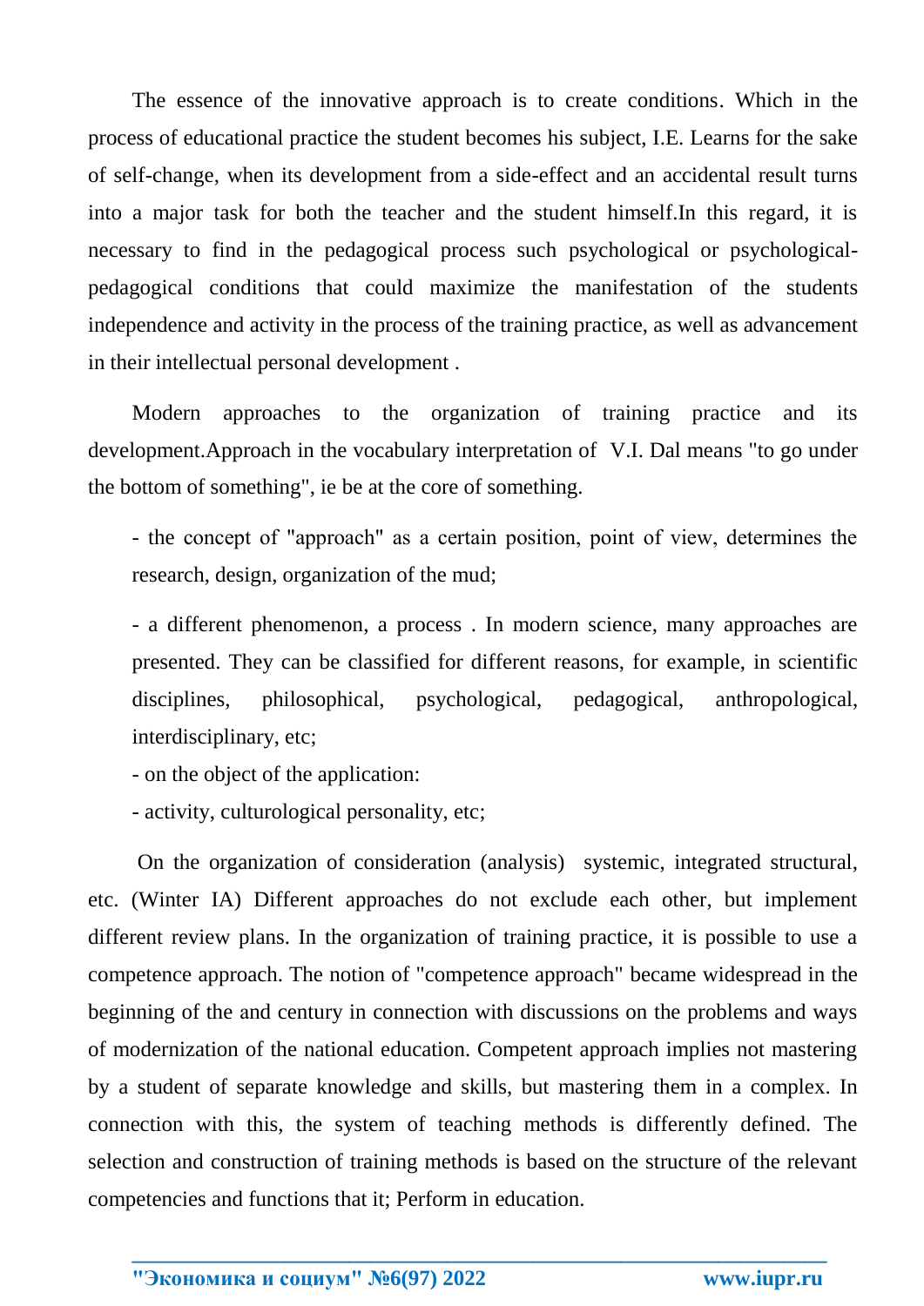The essence of the innovative approach is to create conditions. Which in the process of educational practice the student becomes his subject, I.E. Learns for the sake of self-change, when its development from a side-effect and an accidental result turns into a major task for both the teacher and the student himself.In this regard, it is necessary to find in the pedagogical process such psychological or psychological-pedagogical conditions that could maximize the manifestation of the students independence and activity in the process of the training practice, as well as advancement in their intellectual personal development .

Modern approaches to the organization of training practice and its development.Approach in the vocabulary interpretation of V.I. Dal means "to go under the bottom of something", ie be at the core of something.

- the concept of "approach" as a certain position, point of view, determines the research, design, organization of the mud;
- a different phenomenon, a process . In modern science, many approaches are presented. They can be classified for different reasons, for example, in scientific disciplines, philosophical, psychological, pedagogical, anthropological, interdisciplinary, etc;
- on the object of the application:
- activity, culturological personality, etc;

On the organization of consideration (analysis) systemic, integrated structural, etc. (Winter IA) Different approaches do not exclude each other, but implement different review plans. In the organization of training practice, it is possible to use a competence approach. The notion of "competence approach" became widespread in the beginning of the and century in connection with discussions on the problems and ways of modernization of the national education. Competent approach implies not mastering by a student of separate knowledge and skills, but mastering them in a complex. In connection with this, the system of teaching methods is differently defined. The selection and construction of training methods is based on the structure of the relevant competencies and functions that it; Perform in education.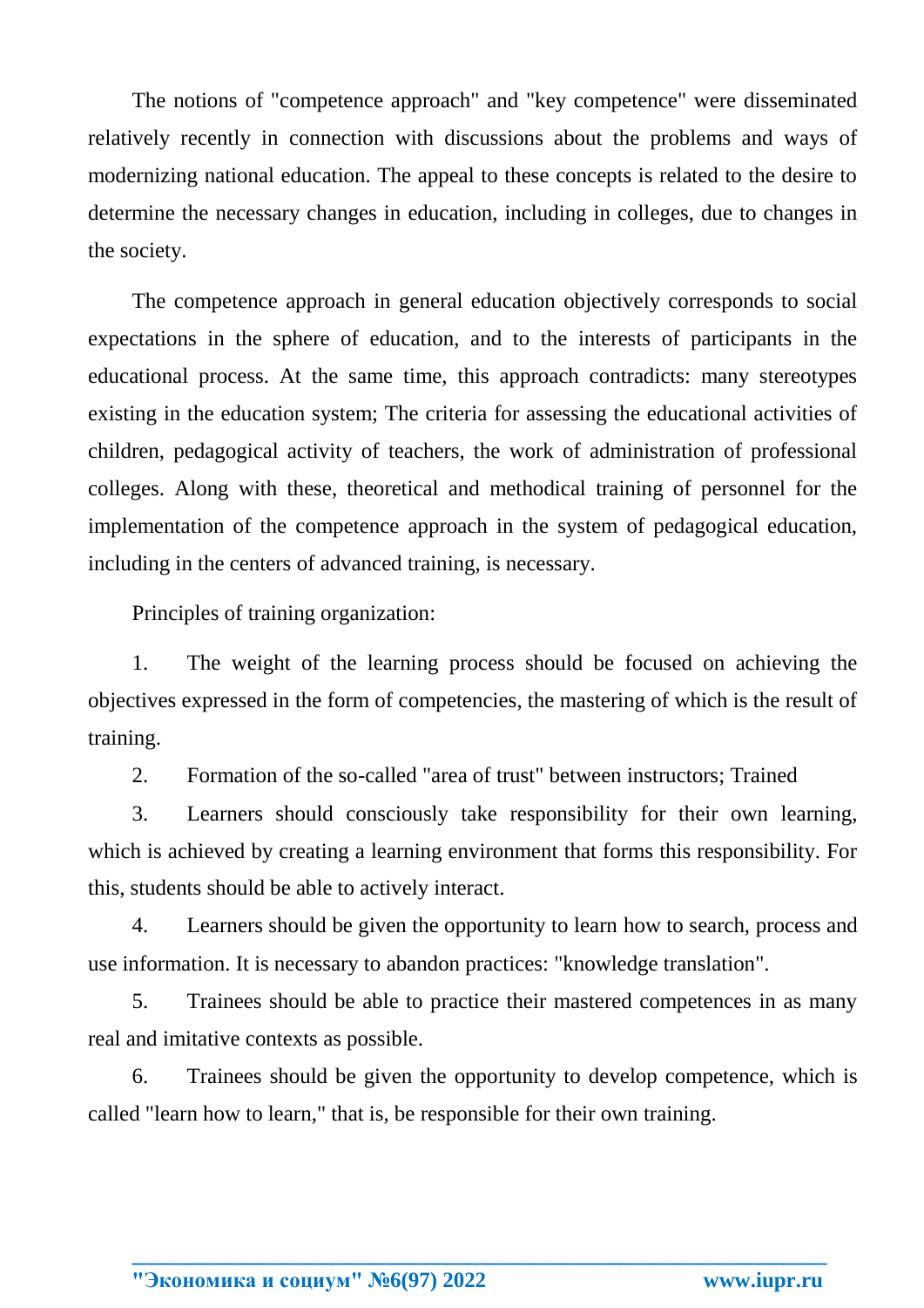The notions of "competence approach" and "key competence" were disseminated relatively recently in connection with discussions about the problems and ways of modernizing national education. The appeal to these concepts is related to the desire to determine the necessary changes in education, including in colleges, due to changes in the society.

The competence approach in general education objectively corresponds to social expectations in the sphere of education, and to the interests of participants in the educational process. At the same time, this approach contradicts: many stereotypes existing in the education system; The criteria for assessing the educational activities of children, pedagogical activity of teachers, the work of administration of professional colleges. Along with these, theoretical and methodical training of personnel for the implementation of the competence approach in the system of pedagogical education, including in the centers of advanced training, is necessary.

Principles of training organization:

1. The weight of the learning process should be focused on achieving the objectives expressed in the form of competencies, the mastering of which is the result of training.
2. Formation of the so-called "area of trust" between instructors; Trained
3. Learners should consciously take responsibility for their own learning, which is achieved by creating a learning environment that forms this responsibility. For this, students should be able to actively interact.
4. Learners should be given the opportunity to learn how to search, process and use information. It is necessary to abandon practices: "knowledge translation".
5. Trainees should be able to practice their mastered competences in as many real and imitative contexts as possible.
6. Trainees should be given the opportunity to develop competence, which is called "learn how to learn," that is, be responsible for their own training.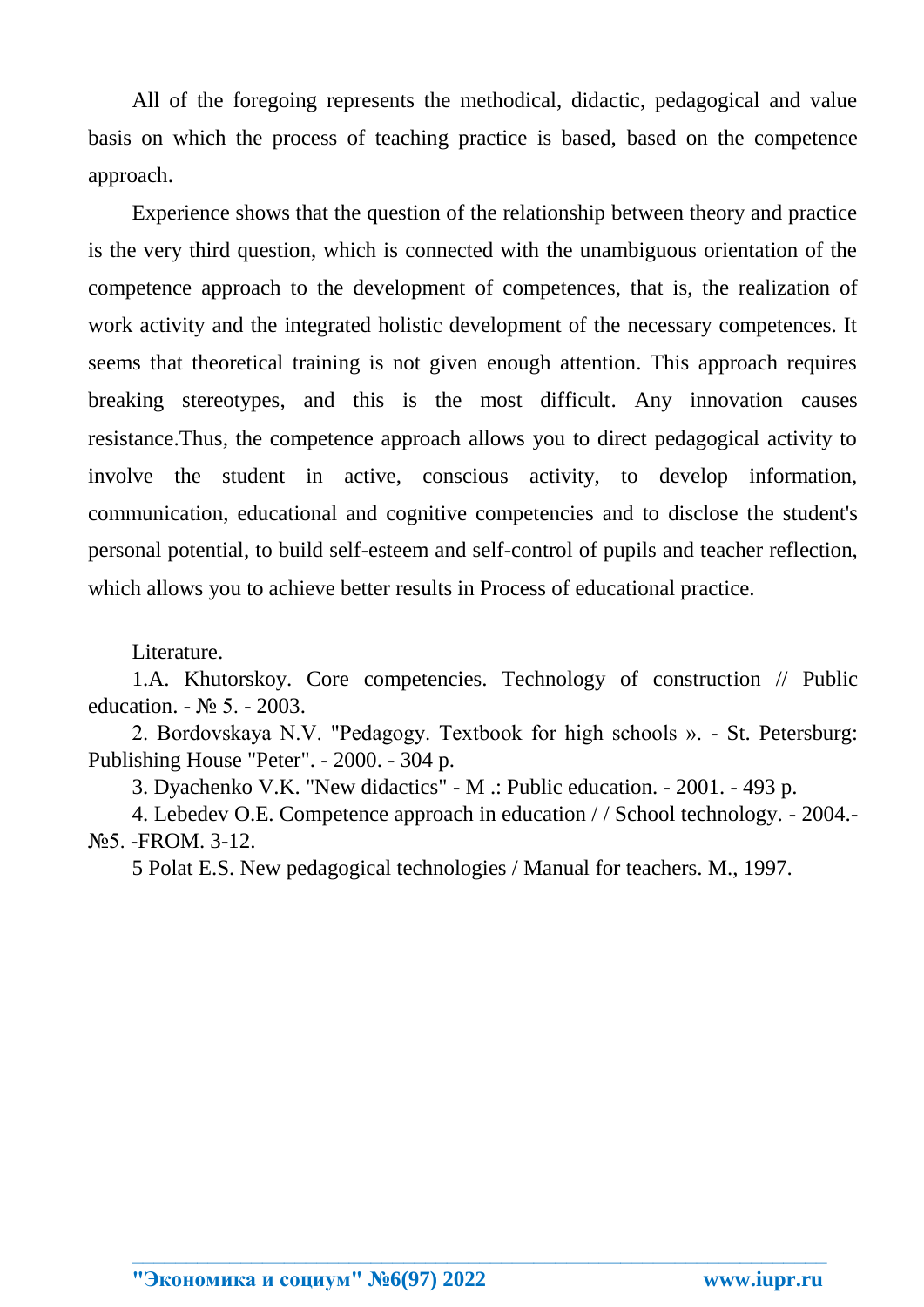All of the foregoing represents the methodical, didactic, pedagogical and value basis on which the process of teaching practice is based, based on the competence approach.

Experience shows that the question of the relationship between theory and practice is the very third question, which is connected with the unambiguous orientation of the competence approach to the development of competences, that is, the realization of work activity and the integrated holistic development of the necessary competences. It seems that theoretical training is not given enough attention. This approach requires breaking stereotypes, and this is the most difficult. Any innovation causes resistance.Thus, the competence approach allows you to direct pedagogical activity to involve the student in active, conscious activity, to develop information, communication, educational and cognitive competencies and to disclose the student's personal potential, to build self-esteem and self-control of pupils and teacher reflection, which allows you to achieve better results in Process of educational practice.

Literature.

1.A. Khutorskoy. Core competencies. Technology of construction // Public education. - № 5. - 2003.

2. Bordovskaya N.V. "Pedagogy. Textbook for high schools ». - St. Petersburg: Publishing House "Peter". - 2000. - 304 p.

3. Dyachenko V.K. "New didactics" - M .: Public education. - 2001. - 493 p.

4. Lebedev O.E. Competence approach in education / / School technology. - 2004.- №5. -FROM. 3-12.

5 Polat E.S. New pedagogical technologies / Manual for teachers. M., 1997.